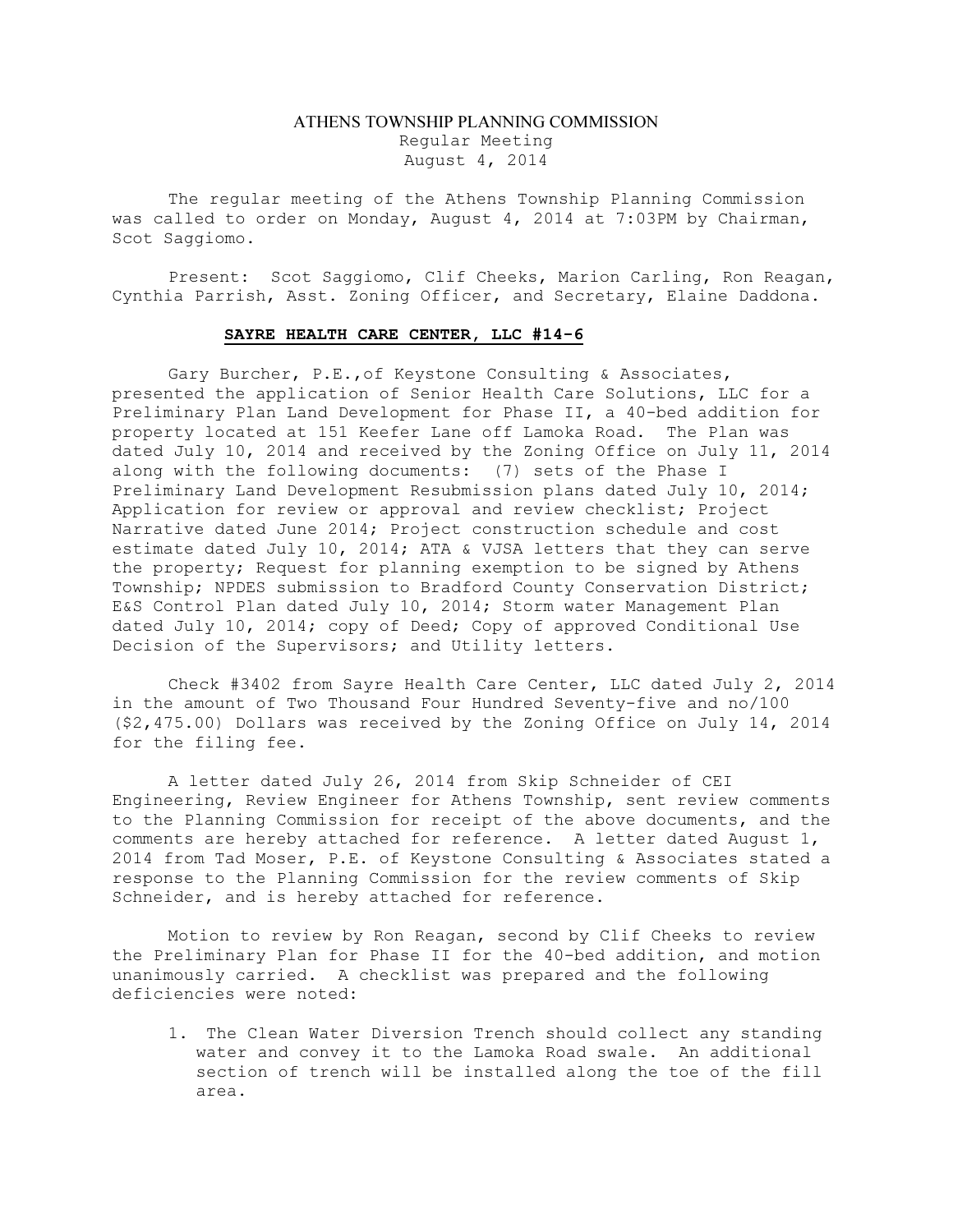# ATHENS TOWNSHIP PLANNING COMMISSION

Regular Meeting
August 4, 2014

The regular meeting of the Athens Township Planning Commission was called to order on Monday, August 4, 2014 at 7:03PM by Chairman, Scot Saggiomo.

Present: Scot Saggiomo, Clif Cheeks, Marion Carling, Ron Reagan, Cynthia Parrish, Asst. Zoning Officer, and Secretary, Elaine Daddona.

## SAYRE HEALTH CARE CENTER, LLC #14-6

Gary Burcher, P.E.,of Keystone Consulting & Associates, presented the application of Senior Health Care Solutions, LLC for a Preliminary Plan Land Development for Phase II, a 40-bed addition for property located at 151 Keefer Lane off Lamoka Road. The Plan was dated July 10, 2014 and received by the Zoning Office on July 11, 2014 along with the following documents: (7) sets of the Phase I Preliminary Land Development Resubmission plans dated July 10, 2014; Application for review or approval and review checklist; Project Narrative dated June 2014; Project construction schedule and cost estimate dated July 10, 2014; ATA & VJSA letters that they can serve the property; Request for planning exemption to be signed by Athens Township; NPDES submission to Bradford County Conservation District; E&S Control Plan dated July 10, 2014; Storm water Management Plan dated July 10, 2014; copy of Deed; Copy of approved Conditional Use Decision of the Supervisors; and Utility letters.

Check #3402 from Sayre Health Care Center, LLC dated July 2, 2014 in the amount of Two Thousand Four Hundred Seventy-five and no/100 ($2,475.00) Dollars was received by the Zoning Office on July 14, 2014 for the filing fee.

A letter dated July 26, 2014 from Skip Schneider of CEI Engineering, Review Engineer for Athens Township, sent review comments to the Planning Commission for receipt of the above documents, and the comments are hereby attached for reference. A letter dated August 1, 2014 from Tad Moser, P.E. of Keystone Consulting & Associates stated a response to the Planning Commission for the review comments of Skip Schneider, and is hereby attached for reference.

Motion to review by Ron Reagan, second by Clif Cheeks to review the Preliminary Plan for Phase II for the 40-bed addition, and motion unanimously carried. A checklist was prepared and the following deficiencies were noted:

1. The Clean Water Diversion Trench should collect any standing water and convey it to the Lamoka Road swale. An additional section of trench will be installed along the toe of the fill area.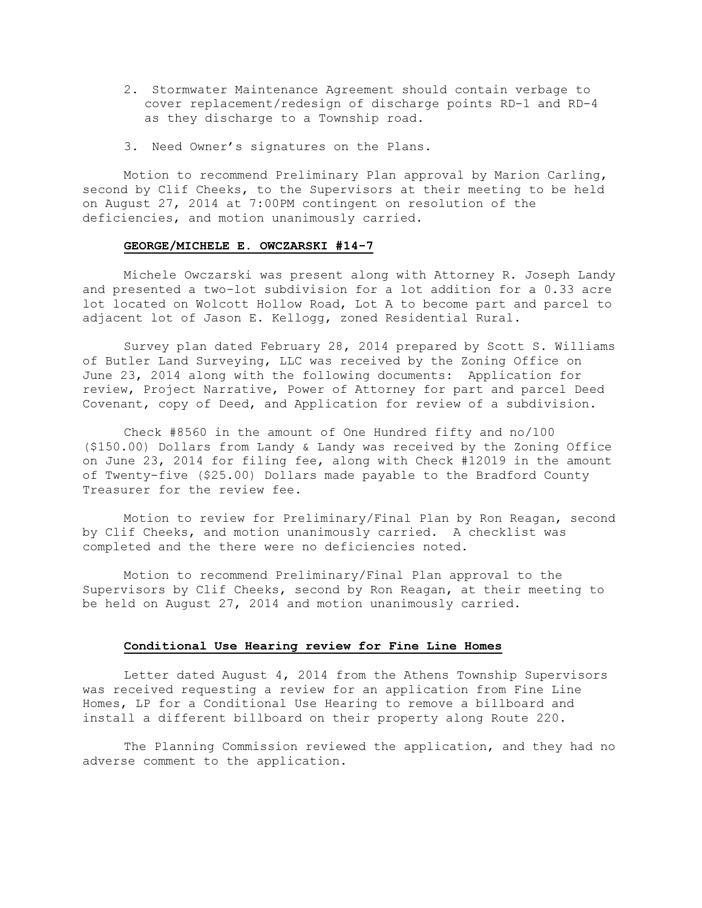2. Stormwater Maintenance Agreement should contain verbage to cover replacement/redesign of discharge points RD-1 and RD-4 as they discharge to a Township road.

3. Need Owner's signatures on the Plans.

Motion to recommend Preliminary Plan approval by Marion Carling, second by Clif Cheeks, to the Supervisors at their meeting to be held on August 27, 2014 at 7:00PM contingent on resolution of the deficiencies, and motion unanimously carried.

**GEORGE/MICHELE E. OWCZARSKI #14-7**

Michele Owczarski was present along with Attorney R. Joseph Landy and presented a two-lot subdivision for a lot addition for a 0.33 acre lot located on Wolcott Hollow Road, Lot A to become part and parcel to adjacent lot of Jason E. Kellogg, zoned Residential Rural.

Survey plan dated February 28, 2014 prepared by Scott S. Williams of Butler Land Surveying, LLC was received by the Zoning Office on June 23, 2014 along with the following documents: Application for review, Project Narrative, Power of Attorney for part and parcel Deed Covenant, copy of Deed, and Application for review of a subdivision.

Check #8560 in the amount of One Hundred fifty and no/100 ($150.00) Dollars from Landy & Landy was received by the Zoning Office on June 23, 2014 for filing fee, along with Check #12019 in the amount of Twenty-five ($25.00) Dollars made payable to the Bradford County Treasurer for the review fee.

Motion to review for Preliminary/Final Plan by Ron Reagan, second by Clif Cheeks, and motion unanimously carried. A checklist was completed and the there were no deficiencies noted.

Motion to recommend Preliminary/Final Plan approval to the Supervisors by Clif Cheeks, second by Ron Reagan, at their meeting to be held on August 27, 2014 and motion unanimously carried.

**Conditional Use Hearing review for Fine Line Homes**

Letter dated August 4, 2014 from the Athens Township Supervisors was received requesting a review for an application from Fine Line Homes, LP for a Conditional Use Hearing to remove a billboard and install a different billboard on their property along Route 220.

The Planning Commission reviewed the application, and they had no adverse comment to the application.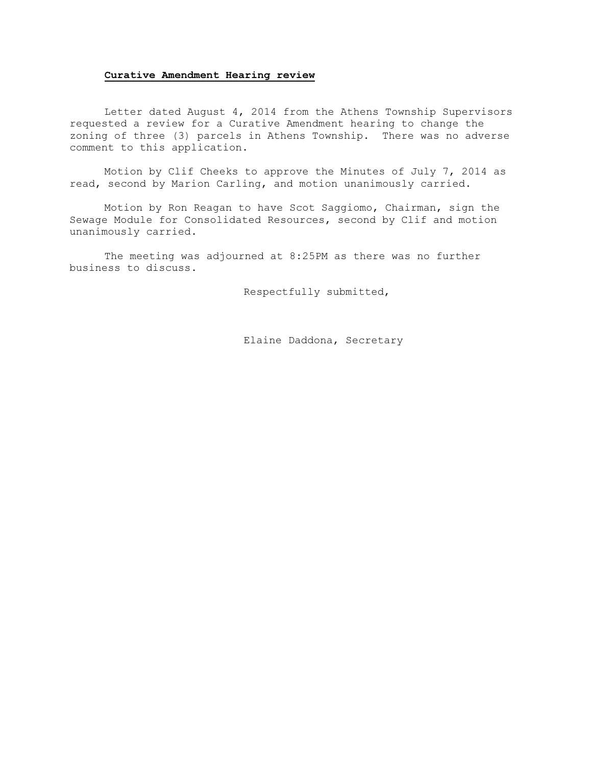**Curative Amendment Hearing review**

Letter dated August 4, 2014 from the Athens Township Supervisors requested a review for a Curative Amendment hearing to change the zoning of three (3) parcels in Athens Township. There was no adverse comment to this application.

Motion by Clif Cheeks to approve the Minutes of July 7, 2014 as read, second by Marion Carling, and motion unanimously carried.

Motion by Ron Reagan to have Scot Saggiomo, Chairman, sign the Sewage Module for Consolidated Resources, second by Clif and motion unanimously carried.

The meeting was adjourned at 8:25PM as there was no further business to discuss.

Respectfully submitted,

Elaine Daddona, Secretary